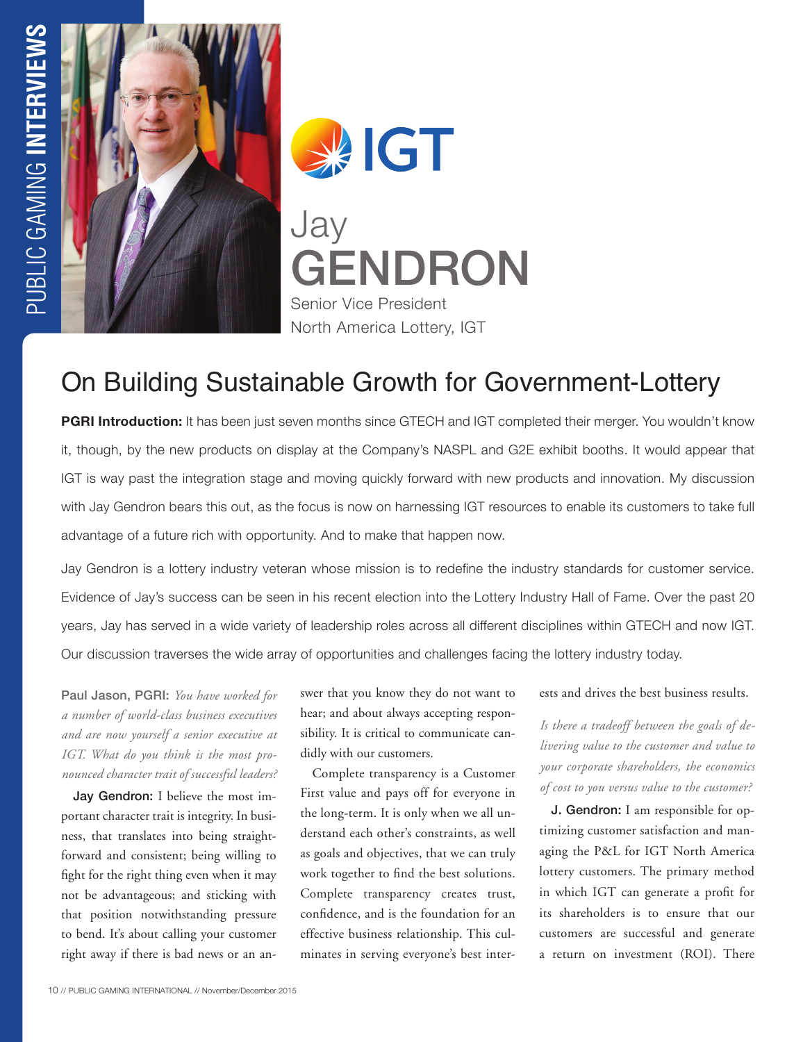Jay
# GENDRON

Senior Vice President
North America Lottery, IGT

## On Building Sustainable Growth for Government-Lottery

**PGRI Introduction:** It has been just seven months since GTECH and IGT completed their merger. You wouldn't know it, though, by the new products on display at the Company's NASPL and G2E exhibit booths. It would appear that IGT is way past the integration stage and moving quickly forward with new products and innovation. My discussion with Jay Gendron bears this out, as the focus is now on harnessing IGT resources to enable its customers to take full advantage of a future rich with opportunity. And to make that happen now.

Jay Gendron is a lottery industry veteran whose mission is to redefine the industry standards for customer service. Evidence of Jay's success can be seen in his recent election into the Lottery Industry Hall of Fame. Over the past 20 years, Jay has served in a wide variety of leadership roles across all different disciplines within GTECH and now IGT. Our discussion traverses the wide array of opportunities and challenges facing the lottery industry today.

**Paul Jason, PGRI:** *You have worked for a number of world-class business executives and are now yourself a senior executive at IGT. What do you think is the most pronounced character trait of successful leaders?*

**Jay Gendron:** I believe the most important character trait is integrity. In business, that translates into being straightforward and consistent; being willing to fight for the right thing even when it may not be advantageous; and sticking with that position notwithstanding pressure to bend. It's about calling your customer right away if there is bad news or an answer that you know they do not want to hear; and about always accepting responsibility. It is critical to communicate candidly with our customers.

Complete transparency is a Customer First value and pays off for everyone in the long-term. It is only when we all understand each other's constraints, as well as goals and objectives, that we can truly work together to find the best solutions. Complete transparency creates trust, confidence, and is the foundation for an effective business relationship. This culminates in serving everyone's best interests and drives the best business results.

*Is there a tradeoff between the goals of delivering value to the customer and value to your corporate shareholders, the economics of cost to you versus value to the customer?*

**J. Gendron:** I am responsible for optimizing customer satisfaction and managing the P&L for IGT North America lottery customers. The primary method in which IGT can generate a profit for its shareholders is to ensure that our customers are successful and generate a return on investment (ROI). There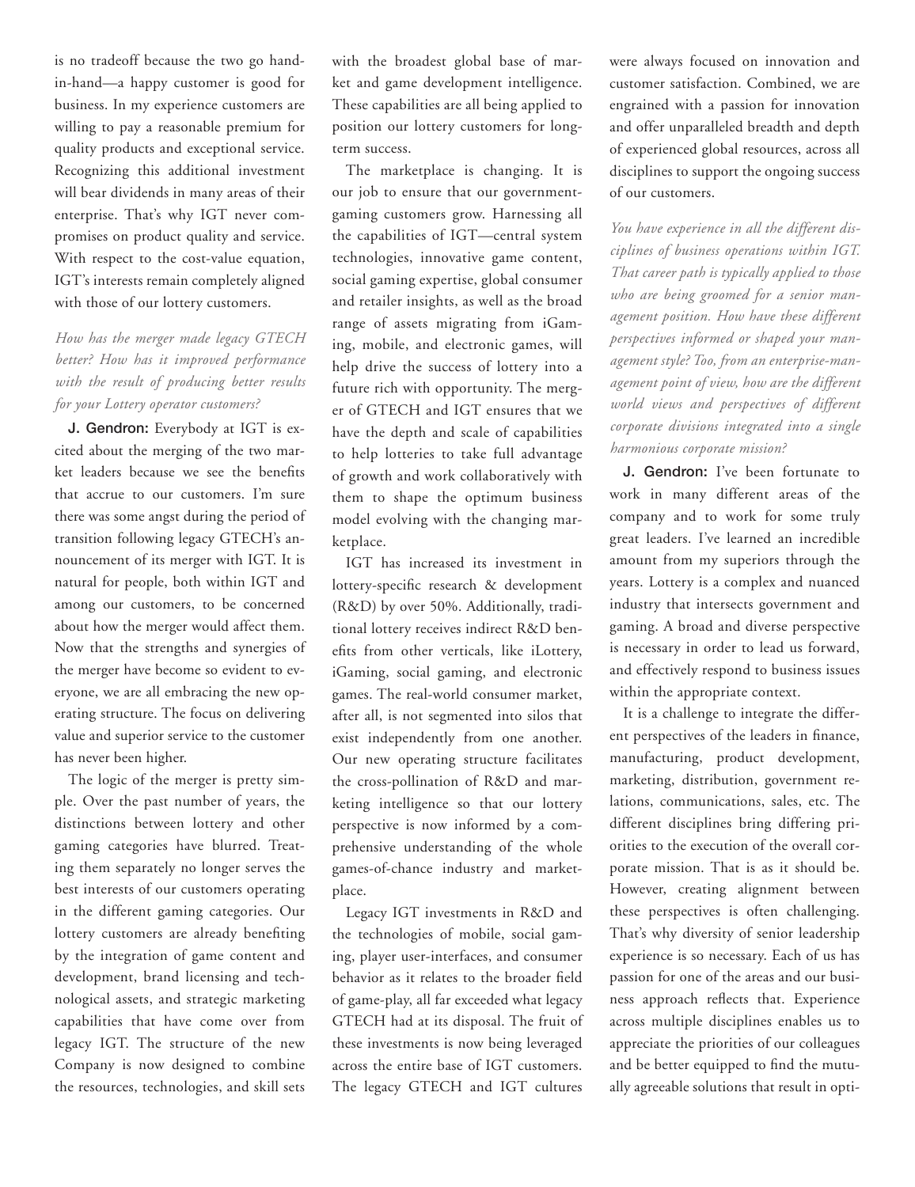is no tradeoff because the two go hand-in-hand—a happy customer is good for business. In my experience customers are willing to pay a reasonable premium for quality products and exceptional service. Recognizing this additional investment will bear dividends in many areas of their enterprise. That's why IGT never compromises on product quality and service. With respect to the cost-value equation, IGT's interests remain completely aligned with those of our lottery customers.

*How has the merger made legacy GTECH better? How has it improved performance with the result of producing better results for your Lottery operator customers?*

**J. Gendron:** Everybody at IGT is excited about the merging of the two market leaders because we see the benefits that accrue to our customers. I'm sure there was some angst during the period of transition following legacy GTECH's announcement of its merger with IGT. It is natural for people, both within IGT and among our customers, to be concerned about how the merger would affect them. Now that the strengths and synergies of the merger have become so evident to everyone, we are all embracing the new operating structure. The focus on delivering value and superior service to the customer has never been higher.

The logic of the merger is pretty simple. Over the past number of years, the distinctions between lottery and other gaming categories have blurred. Treating them separately no longer serves the best interests of our customers operating in the different gaming categories. Our lottery customers are already benefiting by the integration of game content and development, brand licensing and technological assets, and strategic marketing capabilities that have come over from legacy IGT. The structure of the new Company is now designed to combine the resources, technologies, and skill sets with the broadest global base of market and game development intelligence. These capabilities are all being applied to position our lottery customers for long-term success.

The marketplace is changing. It is our job to ensure that our government-gaming customers grow. Harnessing all the capabilities of IGT—central system technologies, innovative game content, social gaming expertise, global consumer and retailer insights, as well as the broad range of assets migrating from iGaming, mobile, and electronic games, will help drive the success of lottery into a future rich with opportunity. The merger of GTECH and IGT ensures that we have the depth and scale of capabilities to help lotteries to take full advantage of growth and work collaboratively with them to shape the optimum business model evolving with the changing marketplace.

IGT has increased its investment in lottery-specific research & development (R&D) by over 50%. Additionally, traditional lottery receives indirect R&D benefits from other verticals, like iLottery, iGaming, social gaming, and electronic games. The real-world consumer market, after all, is not segmented into silos that exist independently from one another. Our new operating structure facilitates the cross-pollination of R&D and marketing intelligence so that our lottery perspective is now informed by a comprehensive understanding of the whole games-of-chance industry and marketplace.

Legacy IGT investments in R&D and the technologies of mobile, social gaming, player user-interfaces, and consumer behavior as it relates to the broader field of game-play, all far exceeded what legacy GTECH had at its disposal. The fruit of these investments is now being leveraged across the entire base of IGT customers. The legacy GTECH and IGT cultures were always focused on innovation and customer satisfaction. Combined, we are engrained with a passion for innovation and offer unparalleled breadth and depth of experienced global resources, across all disciplines to support the ongoing success of our customers.

*You have experience in all the different disciplines of business operations within IGT. That career path is typically applied to those who are being groomed for a senior management position. How have these different perspectives informed or shaped your management style? Too, from an enterprise-management point of view, how are the different world views and perspectives of different corporate divisions integrated into a single harmonious corporate mission?*

**J. Gendron:** I've been fortunate to work in many different areas of the company and to work for some truly great leaders. I've learned an incredible amount from my superiors through the years. Lottery is a complex and nuanced industry that intersects government and gaming. A broad and diverse perspective is necessary in order to lead us forward, and effectively respond to business issues within the appropriate context.

It is a challenge to integrate the different perspectives of the leaders in finance, manufacturing, product development, marketing, distribution, government relations, communications, sales, etc. The different disciplines bring differing priorities to the execution of the overall corporate mission. That is as it should be. However, creating alignment between these perspectives is often challenging. That's why diversity of senior leadership experience is so necessary. Each of us has passion for one of the areas and our business approach reflects that. Experience across multiple disciplines enables us to appreciate the priorities of our colleagues and be better equipped to find the mutually agreeable solutions that result in opti-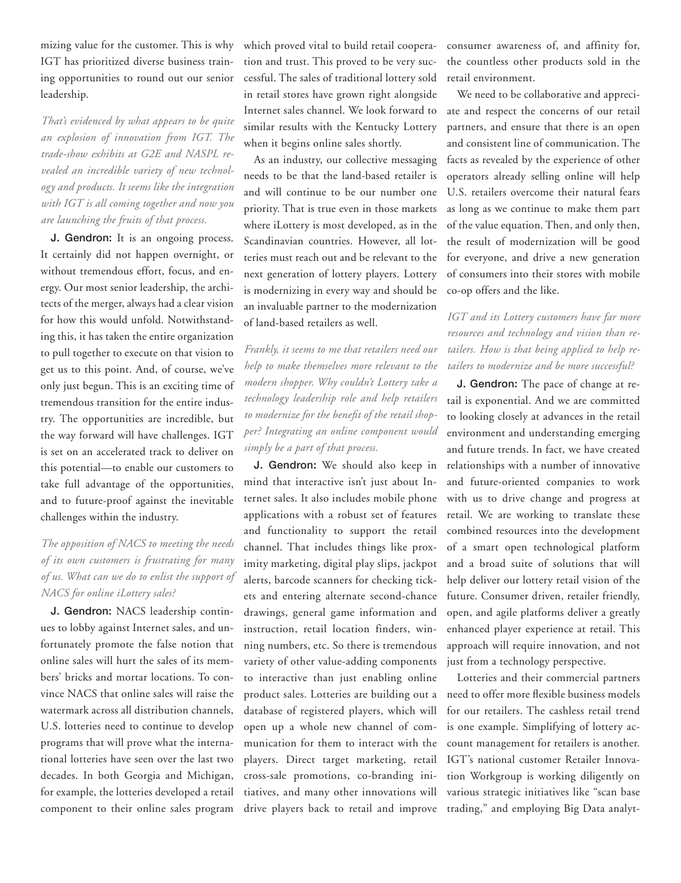mizing value for the customer. This is why IGT has prioritized diverse business training opportunities to round out our senior leadership.

*That's evidenced by what appears to be quite an explosion of innovation from IGT. The trade-show exhibits at G2E and NASPL revealed an incredible variety of new technology and products. It seems like the integration with IGT is all coming together and now you are launching the fruits of that process.*

**J. Gendron:** It is an ongoing process. It certainly did not happen overnight, or without tremendous effort, focus, and energy. Our most senior leadership, the architects of the merger, always had a clear vision for how this would unfold. Notwithstanding this, it has taken the entire organization to pull together to execute on that vision to get us to this point. And, of course, we've only just begun. This is an exciting time of tremendous transition for the entire industry. The opportunities are incredible, but the way forward will have challenges. IGT is set on an accelerated track to deliver on this potential—to enable our customers to take full advantage of the opportunities, and to future-proof against the inevitable challenges within the industry.

*The opposition of NACS to meeting the needs of its own customers is frustrating for many of us. What can we do to enlist the support of NACS for online iLottery sales?*

**J. Gendron:** NACS leadership continues to lobby against Internet sales, and unfortunately promote the false notion that online sales will hurt the sales of its members' bricks and mortar locations. To convince NACS that online sales will raise the watermark across all distribution channels, U.S. lotteries need to continue to develop programs that will prove what the international lotteries have seen over the last two decades. In both Georgia and Michigan, for example, the lotteries developed a retail component to their online sales program which proved vital to build retail cooperation and trust. This proved to be very successful. The sales of traditional lottery sold in retail stores have grown right alongside Internet sales channel. We look forward to similar results with the Kentucky Lottery when it begins online sales shortly.

As an industry, our collective messaging needs to be that the land-based retailer is and will continue to be our number one priority. That is true even in those markets where iLottery is most developed, as in the Scandinavian countries. However, all lotteries must reach out and be relevant to the next generation of lottery players. Lottery is modernizing in every way and should be an invaluable partner to the modernization of land-based retailers as well.

*Frankly, it seems to me that retailers need our help to make themselves more relevant to the modern shopper. Why couldn't Lottery take a technology leadership role and help retailers to modernize for the benefit of the retail shopper? Integrating an online component would simply be a part of that process.*

**J. Gendron:** We should also keep in mind that interactive isn't just about Internet sales. It also includes mobile phone applications with a robust set of features and functionality to support the retail channel. That includes things like proximity marketing, digital play slips, jackpot alerts, barcode scanners for checking tickets and entering alternate second-chance drawings, general game information and instruction, retail location finders, winning numbers, etc. So there is tremendous variety of other value-adding components to interactive than just enabling online product sales. Lotteries are building out a database of registered players, which will open up a whole new channel of communication for them to interact with the players. Direct target marketing, retail cross-sale promotions, co-branding initiatives, and many other innovations will drive players back to retail and improve consumer awareness of, and affinity for, the countless other products sold in the retail environment.

We need to be collaborative and appreciate and respect the concerns of our retail partners, and ensure that there is an open and consistent line of communication. The facts as revealed by the experience of other operators already selling online will help U.S. retailers overcome their natural fears as long as we continue to make them part of the value equation. Then, and only then, the result of modernization will be good for everyone, and drive a new generation of consumers into their stores with mobile co-op offers and the like.

*IGT and its Lottery customers have far more resources and technology and vision than retailers. How is that being applied to help retailers to modernize and be more successful?*

**J. Gendron:** The pace of change at retail is exponential. And we are committed to looking closely at advances in the retail environment and understanding emerging and future trends. In fact, we have created relationships with a number of innovative and future-oriented companies to work with us to drive change and progress at retail. We are working to translate these combined resources into the development of a smart open technological platform and a broad suite of solutions that will help deliver our lottery retail vision of the future. Consumer driven, retailer friendly, open, and agile platforms deliver a greatly enhanced player experience at retail. This approach will require innovation, and not just from a technology perspective.

Lotteries and their commercial partners need to offer more flexible business models for our retailers. The cashless retail trend is one example. Simplifying of lottery account management for retailers is another. IGT's national customer Retailer Innovation Workgroup is working diligently on various strategic initiatives like "scan base trading," and employing Big Data analyt-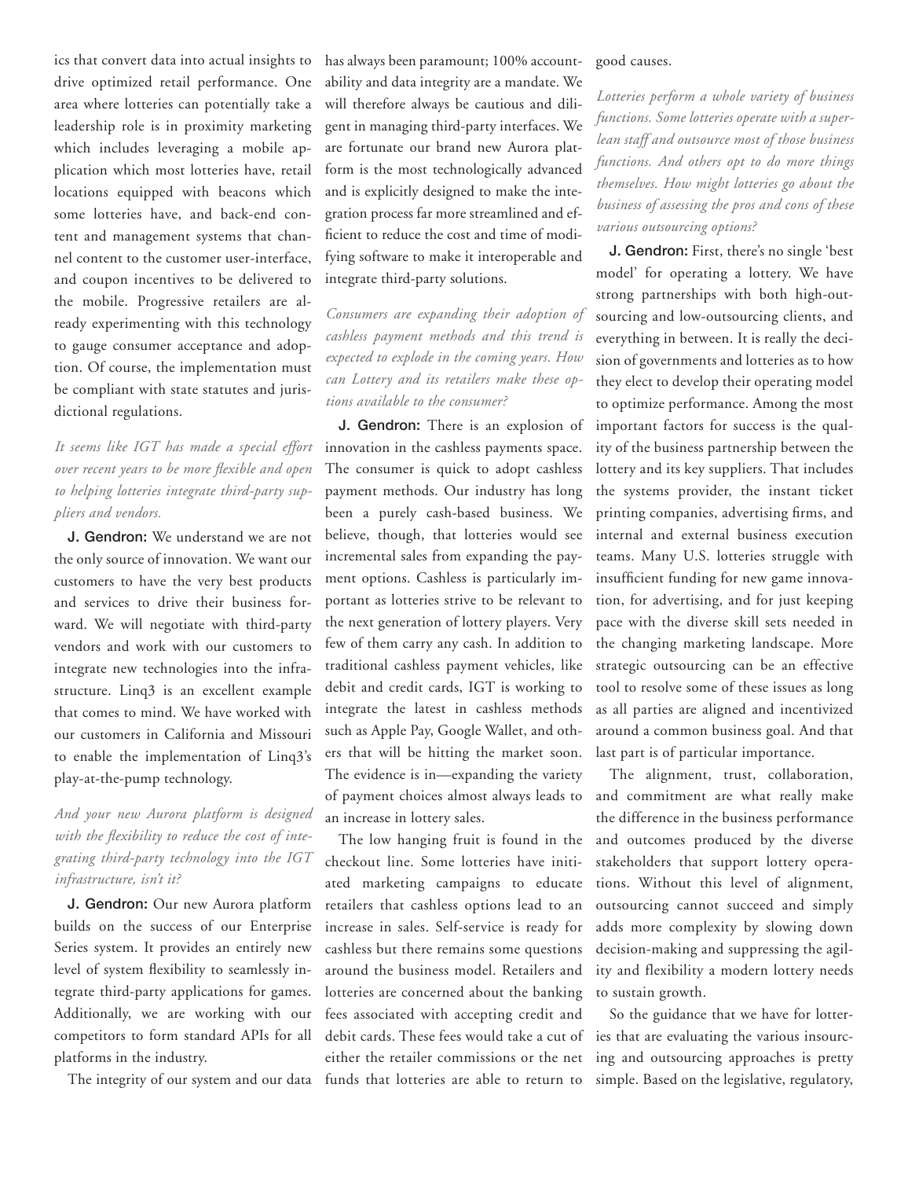ics that convert data into actual insights to drive optimized retail performance. One area where lotteries can potentially take a leadership role is in proximity marketing which includes leveraging a mobile application which most lotteries have, retail locations equipped with beacons which some lotteries have, and back-end content and management systems that channel content to the customer user-interface, and coupon incentives to be delivered to the mobile. Progressive retailers are already experimenting with this technology to gauge consumer acceptance and adoption. Of course, the implementation must be compliant with state statutes and jurisdictional regulations.

*It seems like IGT has made a special effort over recent years to be more flexible and open to helping lotteries integrate third-party suppliers and vendors.*

**J. Gendron:** We understand we are not the only source of innovation. We want our customers to have the very best products and services to drive their business forward. We will negotiate with third-party vendors and work with our customers to integrate new technologies into the infrastructure. Linq3 is an excellent example that comes to mind. We have worked with our customers in California and Missouri to enable the implementation of Linq3's play-at-the-pump technology.

*And your new Aurora platform is designed with the flexibility to reduce the cost of integrating third-party technology into the IGT infrastructure, isn't it?*

**J. Gendron:** Our new Aurora platform builds on the success of our Enterprise Series system. It provides an entirely new level of system flexibility to seamlessly integrate third-party applications for games. Additionally, we are working with our competitors to form standard APIs for all platforms in the industry.

The integrity of our system and our data has always been paramount; 100% accountability and data integrity are a mandate. We will therefore always be cautious and diligent in managing third-party interfaces. We are fortunate our brand new Aurora platform is the most technologically advanced and is explicitly designed to make the integration process far more streamlined and efficient to reduce the cost and time of modifying software to make it interoperable and integrate third-party solutions.

*Consumers are expanding their adoption of cashless payment methods and this trend is expected to explode in the coming years. How can Lottery and its retailers make these options available to the consumer?*

**J. Gendron:** There is an explosion of innovation in the cashless payments space. The consumer is quick to adopt cashless payment methods. Our industry has long been a purely cash-based business. We believe, though, that lotteries would see incremental sales from expanding the payment options. Cashless is particularly important as lotteries strive to be relevant to the next generation of lottery players. Very few of them carry any cash. In addition to traditional cashless payment vehicles, like debit and credit cards, IGT is working to integrate the latest in cashless methods such as Apple Pay, Google Wallet, and others that will be hitting the market soon. The evidence is in—expanding the variety of payment choices almost always leads to an increase in lottery sales.

The low hanging fruit is found in the checkout line. Some lotteries have initiated marketing campaigns to educate retailers that cashless options lead to an increase in sales. Self-service is ready for cashless but there remains some questions around the business model. Retailers and lotteries are concerned about the banking fees associated with accepting credit and debit cards. These fees would take a cut of either the retailer commissions or the net funds that lotteries are able to return to good causes.

*Lotteries perform a whole variety of business functions. Some lotteries operate with a super-lean staff and outsource most of those business functions. And others opt to do more things themselves. How might lotteries go about the business of assessing the pros and cons of these various outsourcing options?*

**J. Gendron:** First, there's no single 'best model' for operating a lottery. We have strong partnerships with both high-outsourcing and low-outsourcing clients, and everything in between. It is really the decision of governments and lotteries as to how they elect to develop their operating model to optimize performance. Among the most important factors for success is the quality of the business partnership between the lottery and its key suppliers. That includes the systems provider, the instant ticket printing companies, advertising firms, and internal and external business execution teams. Many U.S. lotteries struggle with insufficient funding for new game innovation, for advertising, and for just keeping pace with the diverse skill sets needed in the changing marketing landscape. More strategic outsourcing can be an effective tool to resolve some of these issues as long as all parties are aligned and incentivized around a common business goal. And that last part is of particular importance.

The alignment, trust, collaboration, and commitment are what really make the difference in the business performance and outcomes produced by the diverse stakeholders that support lottery operations. Without this level of alignment, outsourcing cannot succeed and simply adds more complexity by slowing down decision-making and suppressing the agility and flexibility a modern lottery needs to sustain growth.

So the guidance that we have for lotteries that are evaluating the various insourcing and outsourcing approaches is pretty simple. Based on the legislative, regulatory,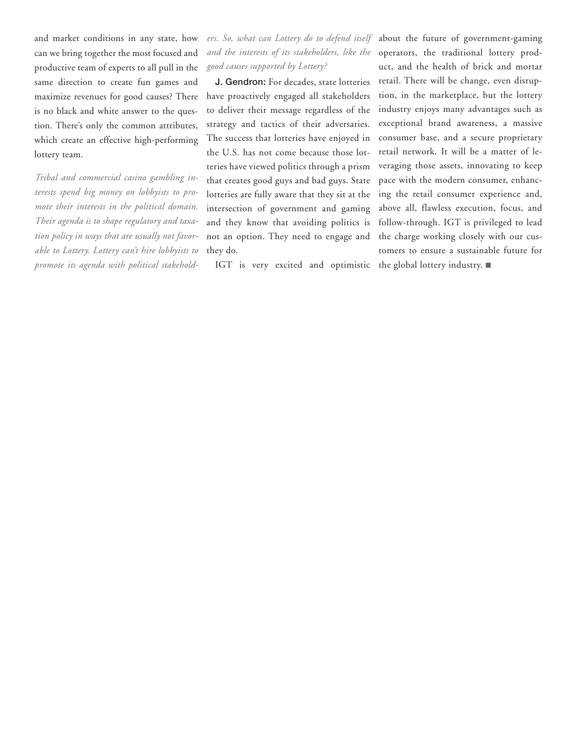and market conditions in any state, how can we bring together the most focused and productive team of experts to all pull in the same direction to create fun games and maximize revenues for good causes? There is no black and white answer to the question. There's only the common attributes, which create an effective high-performing lottery team.

*Tribal and commercial casino gambling interests spend big money on lobbyists to promote their interests in the political domain. Their agenda is to shape regulatory and taxation policy in ways that are usually not favorable to Lottery. Lottery can't hire lobbyists to promote its agenda with political stakeholders. So, what can Lottery do to defend itself and the interests of its stakeholders, like the good causes supported by Lottery?*

**J. Gendron:** For decades, state lotteries have proactively engaged all stakeholders to deliver their message regardless of the strategy and tactics of their adversaries. The success that lotteries have enjoyed in the U.S. has not come because those lotteries have viewed politics through a prism that creates good guys and bad guys. State lotteries are fully aware that they sit at the intersection of government and gaming and they know that avoiding politics is not an option. They need to engage and they do.

IGT is very excited and optimistic about the future of government-gaming operators, the traditional lottery product, and the health of brick and mortar retail. There will be change, even disruption, in the marketplace, but the lottery industry enjoys many advantages such as exceptional brand awareness, a massive consumer base, and a secure proprietary retail network. It will be a matter of leveraging those assets, innovating to keep pace with the modern consumer, enhancing the retail consumer experience and, above all, flawless execution, focus, and follow-through. IGT is privileged to lead the charge working closely with our customers to ensure a sustainable future for the global lottery industry. ■